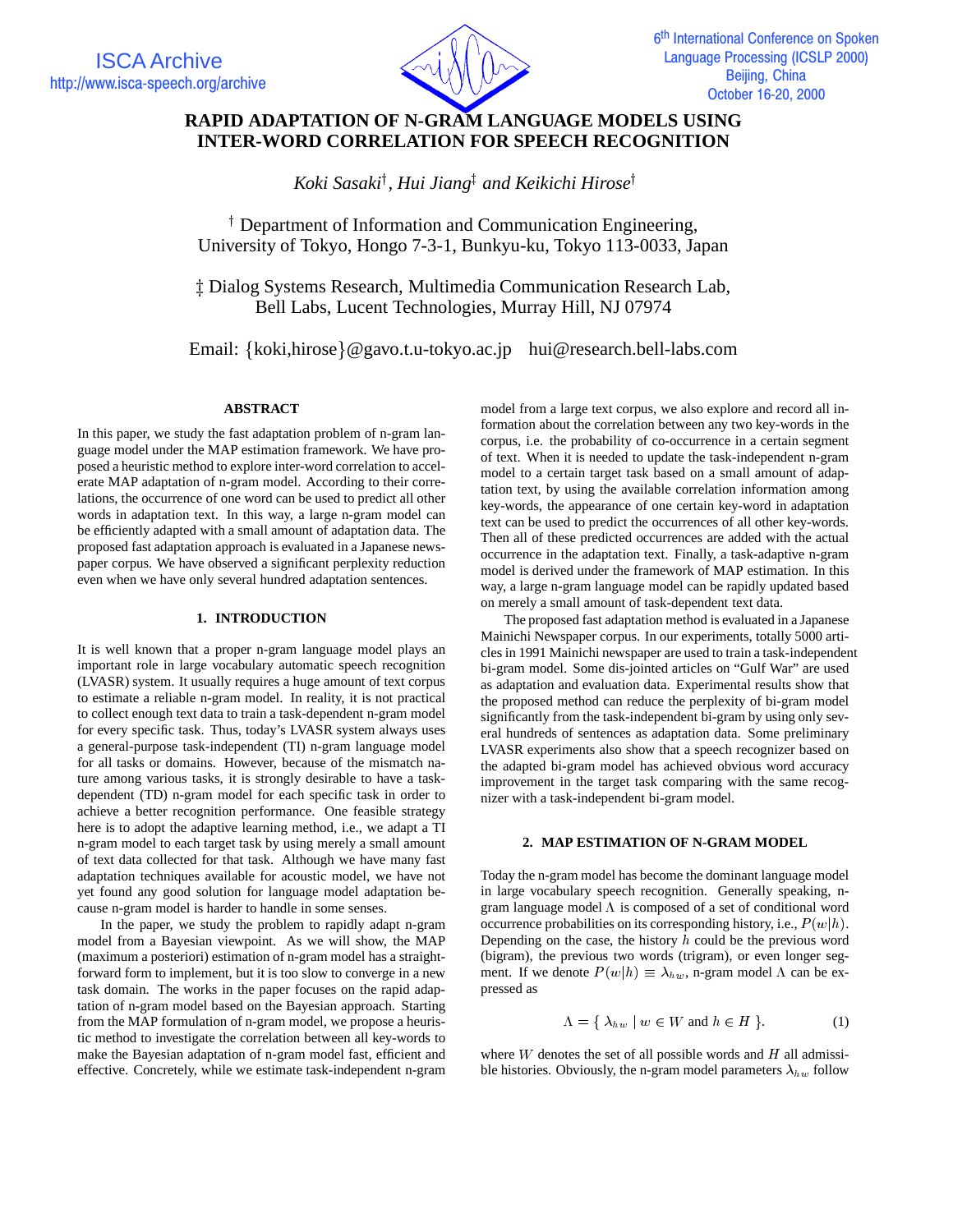# RAPID ADAPTATION OF N-GRAM LANGUAGE MODELS USING INTER-WORD CORRELATION FOR SPEECH RECOGNITION

*Koki Sasaki*[†], *Hui Jiang*[‡] *and Keikichi Hirose*[†]

[†] Department of Information and Communication Engineering,
University of Tokyo, Hongo 7-3-1, Bunkyu-ku, Tokyo 113-0033, Japan

[‡] Dialog Systems Research, Multimedia Communication Research Lab,
Bell Labs, Lucent Technologies, Murray Hill, NJ 07974

Email: {koki,hirose}@gavo.t.u-tokyo.ac.jp hui@research.bell-labs.com

## ABSTRACT

In this paper, we study the fast adaptation problem of n-gram language model under the MAP estimation framework. We have proposed a heuristic method to explore inter-word correlation to accelerate MAP adaptation of n-gram model. According to their correlations, the occurrence of one word can be used to predict all other words in adaptation text. In this way, a large n-gram model can be efficiently adapted with a small amount of adaptation data. The proposed fast adaptation approach is evaluated in a Japanese newspaper corpus. We have observed a significant perplexity reduction even when we have only several hundred adaptation sentences.

## 1. INTRODUCTION

It is well known that a proper n-gram language model plays an important role in large vocabulary automatic speech recognition (LVASR) system. It usually requires a huge amount of text corpus to estimate a reliable n-gram model. In reality, it is not practical to collect enough text data to train a task-dependent n-gram model for every specific task. Thus, today's LVASR system always uses a general-purpose task-independent (TI) n-gram language model for all tasks or domains. However, because of the mismatch nature among various tasks, it is strongly desirable to have a task-dependent (TD) n-gram model for each specific task in order to achieve a better recognition performance. One feasible strategy here is to adopt the adaptive learning method, i.e., we adapt a TI n-gram model to each target task by using merely a small amount of text data collected for that task. Although we have many fast adaptation techniques available for acoustic model, we have not yet found any good solution for language model adaptation because n-gram model is harder to handle in some senses.

In the paper, we study the problem to rapidly adapt n-gram model from a Bayesian viewpoint. As we will show, the MAP (maximum a posteriori) estimation of n-gram model has a straightforward form to implement, but it is too slow to converge in a new task domain. The works in the paper focuses on the rapid adaptation of n-gram model based on the Bayesian approach. Starting from the MAP formulation of n-gram model, we propose a heuristic method to investigate the correlation between all key-words to make the Bayesian adaptation of n-gram model fast, efficient and effective. Concretely, while we estimate task-independent n-gram model from a large text corpus, we also explore and record all information about the correlation between any two key-words in the corpus, i.e. the probability of co-occurrence in a certain segment of text. When it is needed to update the task-independent n-gram model to a certain target task based on a small amount of adaptation text, by using the available correlation information among key-words, the appearance of one certain key-word in adaptation text can be used to predict the occurrences of all other key-words. Then all of these predicted occurrences are added with the actual occurrence in the adaptation text. Finally, a task-adaptive n-gram model is derived under the framework of MAP estimation. In this way, a large n-gram language model can be rapidly updated based on merely a small amount of task-dependent text data.

The proposed fast adaptation method is evaluated in a Japanese Mainichi Newspaper corpus. In our experiments, totally 5000 articles in 1991 Mainichi newspaper are used to train a task-independent bi-gram model. Some dis-jointed articles on "Gulf War" are used as adaptation and evaluation data. Experimental results show that the proposed method can reduce the perplexity of bi-gram model significantly from the task-independent bi-gram by using only several hundreds of sentences as adaptation data. Some preliminary LVASR experiments also show that a speech recognizer based on the adapted bi-gram model has achieved obvious word accuracy improvement in the target task comparing with the same recognizer with a task-independent bi-gram model.

## 2. MAP ESTIMATION OF N-GRAM MODEL

Today the n-gram model has become the dominant language model in large vocabulary speech recognition. Generally speaking, n-gram language model $\Lambda$ is composed of a set of conditional word occurrence probabilities on its corresponding history, i.e., $P(w|h)$. Depending on the case, the history $h$ could be the previous word (bigram), the previous two words (trigram), or even longer segment. If we denote $P(w|h) \equiv \lambda_{hw}$, n-gram model $\Lambda$ can be expressed as

$$\Lambda = \{ \lambda_{hw} \mid w \in W \text{ and } h \in H \}. \tag{1}$$

where $W$ denotes the set of all possible words and $H$ all admissible histories. Obviously, the n-gram model parameters $\lambda_{hw}$ follow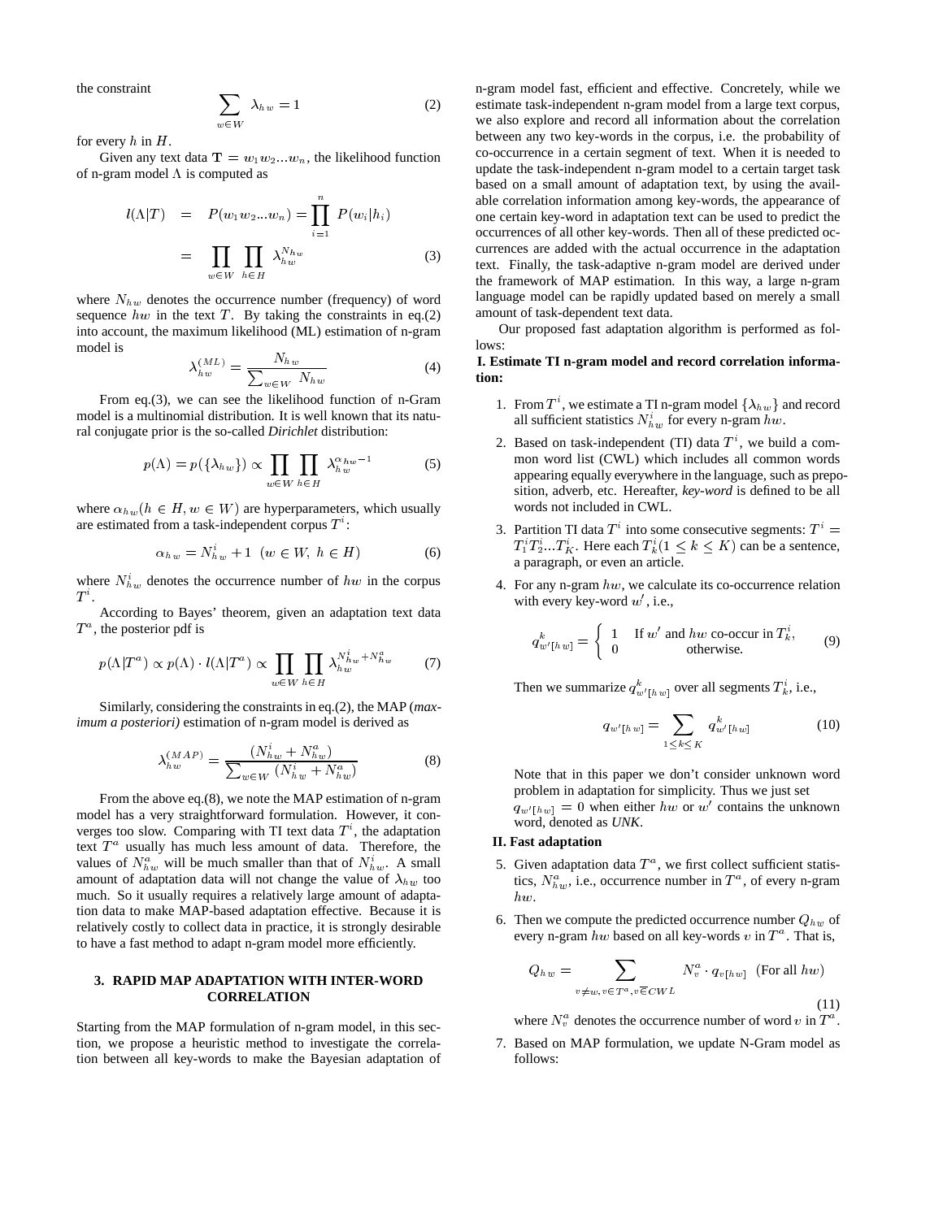the constraint

$$\sum_{w \in W} \lambda_{hw} = 1 \tag{2}$$

for every $h$ in $H$.

Given any text data $\mathbf{T} = w_1 w_2 ... w_n$, the likelihood function of n-gram model $\Lambda$ is computed as

$$\begin{aligned} l(\Lambda|T) &= P(w_1 w_2 ... w_n) = \prod_{i=1}^{n} P(w_i|h_i) \\ &= \prod_{w \in W} \prod_{h \in H} \lambda_{hw}^{N_{hw}} \end{aligned} \tag{3}$$

where $N_{hw}$ denotes the occurrence number (frequency) of word sequence $hw$ in the text $T$. By taking the constraints in eq.(2) into account, the maximum likelihood (ML) estimation of n-gram model is

$$\lambda_{hw}^{(ML)} = \frac{N_{hw}}{\sum_{w \in W} N_{hw}} \tag{4}$$

From eq.(3), we can see the likelihood function of n-Gram model is a multinomial distribution. It is well known that its natural conjugate prior is the so-called *Dirichlet* distribution:

$$p(\Lambda) = p(\{\lambda_{hw}\}) \propto \prod_{w \in W} \prod_{h \in H} \lambda_{hw}^{\alpha_{hw} - 1} \tag{5}$$

where $\alpha_{hw} (h \in H, w \in W)$ are hyperparameters, which usually are estimated from a task-independent corpus $T^i$:

$$\alpha_{hw} = N_{hw}^i + 1 \ \ (w \in W, \ h \in H) \tag{6}$$

where $N_{hw}^i$ denotes the occurrence number of $hw$ in the corpus $T^i$.

According to Bayes' theorem, given an adaptation text data $T^a$, the posterior pdf is

$$p(\Lambda|T^a) \propto p(\Lambda) \cdot l(\Lambda|T^a) \propto \prod_{w \in W} \prod_{h \in H} \lambda_{hw}^{N_{hw}^i + N_{hw}^a} \tag{7}$$

Similarly, considering the constraints in eq.(2), the MAP (*maximum a posteriori)* estimation of n-gram model is derived as

$$\lambda_{hw}^{(MAP)} = \frac{(N_{hw}^i + N_{hw}^a)}{\sum_{w \in W} (N_{hw}^i + N_{hw}^a)} \tag{8}$$

From the above eq.(8), we note the MAP estimation of n-gram model has a very straightforward formulation. However, it converges too slow. Comparing with TI text data $T^i$, the adaptation text $T^a$ usually has much less amount of data. Therefore, the values of $N_{hw}^a$ will be much smaller than that of $N_{hw}^i$. A small amount of adaptation data will not change the value of $\lambda_{hw}$ too much. So it usually requires a relatively large amount of adaptation data to make MAP-based adaptation effective. Because it is relatively costly to collect data in practice, it is strongly desirable to have a fast method to adapt n-gram model more efficiently.

## 3. RAPID MAP ADAPTATION WITH INTER-WORD CORRELATION

Starting from the MAP formulation of n-gram model, in this section, we propose a heuristic method to investigate the correlation between all key-words to make the Bayesian adaptation of n-gram model fast, efficient and effective. Concretely, while we estimate task-independent n-gram model from a large text corpus, we also explore and record all information about the correlation between any two key-words in the corpus, i.e. the probability of co-occurrence in a certain segment of text. When it is needed to update the task-independent n-gram model to a certain target task based on a small amount of adaptation text, by using the available correlation information among key-words, the appearance of one certain key-word in adaptation text can be used to predict the occurrences of all other key-words. Then all of these predicted occurrences are added with the actual occurrence in the adaptation text. Finally, the task-adaptive n-gram model are derived under the framework of MAP estimation. In this way, a large n-gram language model can be rapidly updated based on merely a small amount of task-dependent text data.

Our proposed fast adaptation algorithm is performed as follows:

**I. Estimate TI n-gram model and record correlation information:**

1. From $T^i$, we estimate a TI n-gram model $\{\lambda_{hw}\}$ and record all sufficient statistics $N_{hw}^i$ for every n-gram $hw$.
2. Based on task-independent (TI) data $T^i$, we build a common word list (CWL) which includes all common words appearing equally everywhere in the language, such as preposition, adverb, etc. Hereafter, *key-word* is defined to be all words not included in CWL.
3. Partition TI data $T^i$ into some consecutive segments: $T^i = T_1^i T_2^i ... T_K^i$. Here each $T_k^i (1 \leq k \leq K)$ can be a sentence, a paragraph, or even an article.
4. For any n-gram $hw$, we calculate its co-occurrence relation with every key-word $w'$, i.e.,

$$q_{w'[hw]}^k = \begin{cases} 1 & \text{If } w' \text{ and } hw \text{ co-occur in } T_k^i, \\ 0 & \text{otherwise.} \end{cases} \tag{9}$$

Then we summarize $q_{w'[hw]}^k$ over all segments $T_k^i$, i.e.,

$$q_{w'[hw]} = \sum_{1 \leq k \leq K} q_{w'[hw]}^k \tag{10}$$

Note that in this paper we don't consider unknown word problem in adaptation for simplicity. Thus we just set $q_{w'[hw]} = 0$ when either $hw$ or $w'$ contains the unknown word, denoted as *UNK*.

**II. Fast adaptation**

5. Given adaptation data $T^a$, we first collect sufficient statistics, $N_{hw}^a$, i.e., occurrence number in $T^a$, of every n-gram $hw$.
6. Then we compute the predicted occurrence number $Q_{hw}$ of every n-gram $hw$ based on all key-words $v$ in $T^a$. That is,

$$Q_{hw} = \sum_{v \neq w, v \in T^a, v \overline{\in} CWL} N_v^a \cdot q_{v[hw]} \ \ \text{(For all } hw) \tag{11}$$

where $N_v^a$ denotes the occurrence number of word $v$ in $T^a$.

7. Based on MAP formulation, we update N-Gram model as follows: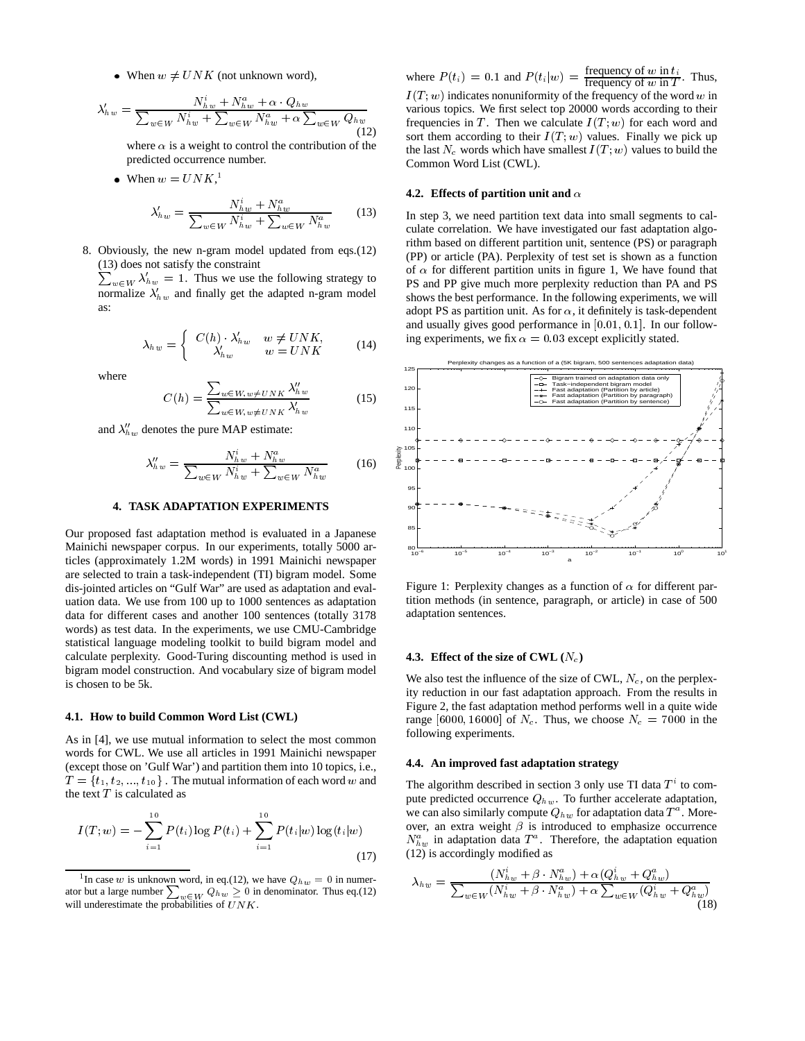- When $w \neq UNK$ (not unknown word),

$$\lambda'_{hw} = \frac{N^i_{hw} + N^a_{hw} + \alpha \cdot Q_{hw}}{\sum_{w \in W} N^i_{hw} + \sum_{w \in W} N^a_{hw} + \alpha \sum_{w \in W} Q_{hw}} \tag{12}$$

where $\alpha$ is a weight to control the contribution of the predicted occurrence number.

- When $w = UNK$,[1]

$$\lambda'_{hw} = \frac{N^i_{hw} + N^a_{hw}}{\sum_{w \in W} N^i_{hw} + \sum_{w \in W} N^a_{hw}} \tag{13}$$

8. Obviously, the new n-gram model updated from eqs.(12) (13) does not satisfy the constraint $\sum_{w \in W} \lambda'_{hw} = 1$. Thus we use the following strategy to normalize $\lambda'_{hw}$ and finally get the adapted n-gram model as:

$$\lambda_{hw} = \begin{cases} C(h) \cdot \lambda'_{hw} & w \neq UNK, \\ \lambda'_{hw} & w = UNK \end{cases} \tag{14}$$

where

$$C(h) = \frac{\sum_{w \in W, w \neq UNK} \lambda''_{hw}}{\sum_{w \in W, w \neq UNK} \lambda'_{hw}} \tag{15}$$

and $\lambda''_{hw}$ denotes the pure MAP estimate:

$$\lambda''_{hw} = \frac{N^i_{hw} + N^a_{hw}}{\sum_{w \in W} N^i_{hw} + \sum_{w \in W} N^a_{hw}} \tag{16}$$

## 4. TASK ADAPTATION EXPERIMENTS

Our proposed fast adaptation method is evaluated in a Japanese Mainichi newspaper corpus. In our experiments, totally 5000 articles (approximately 1.2M words) in 1991 Mainichi newspaper are selected to train a task-independent (TI) bigram model. Some dis-jointed articles on "Gulf War" are used as adaptation and evaluation data. We use from 100 up to 1000 sentences as adaptation data for different cases and another 100 sentences (totally 3178 words) as test data. In the experiments, we use CMU-Cambridge statistical language modeling toolkit to build bigram model and calculate perplexity. Good-Turing discounting method is used in bigram model construction. And vocabulary size of bigram model is chosen to be 5k.

### 4.1. How to build Common Word List (CWL)

As in [4], we use mutual information to select the most common words for CWL. We use all articles in 1991 Mainichi newspaper (except those on 'Gulf War') and partition them into 10 topics, i.e., $T = \{t_1, t_2, ..., t_{10}\}$. The mutual information of each word $w$ and the text $T$ is calculated as

$$I(T; w) = -\sum_{i=1}^{10} P(t_i) \log P(t_i) + \sum_{i=1}^{10} P(t_i|w) \log(t_i|w) \tag{17}$$

where $P(t_i) = 0.1$ and $P(t_i|w) = \frac{\text{frequency of } w \text{ in } t_i}{\text{frequency of } w \text{ in } T}$. Thus, $I(T; w)$ indicates nonuniformity of the frequency of the word $w$ in various topics. We first select top 20000 words according to their frequencies in $T$. Then we calculate $I(T; w)$ for each word and sort them according to their $I(T; w)$ values. Finally we pick up the last $N_c$ words which have smallest $I(T; w)$ values to build the Common Word List (CWL).

### 4.2. Effects of partition unit and $\alpha$

In step 3, we need partition text data into small segments to calculate correlation. We have investigated our fast adaptation algorithm based on different partition unit, sentence (PS) or paragraph (PP) or article (PA). Perplexity of test set is shown as a function of $\alpha$ for different partition units in figure 1, We have found that PS and PP give much more perplexity reduction than PA and PS shows the best performance. In the following experiments, we will adopt PS as partition unit. As for $\alpha$, it definitely is task-dependent and usually gives good performance in $[0.01, 0.1]$. In our following experiments, we fix $\alpha = 0.03$ except explicitly stated.

Figure 1: Perplexity changes as a function of $\alpha$ for different partition methods (in sentence, paragraph, or article) in case of 500 adaptation sentences.

### 4.3. Effect of the size of CWL ($N_c$)

We also test the influence of the size of CWL, $N_c$, on the perplexity reduction in our fast adaptation approach. From the results in Figure 2, the fast adaptation method performs well in a quite wide range $[6000, 16000]$ of $N_c$. Thus, we choose $N_c = 7000$ in the following experiments.

### 4.4. An improved fast adaptation strategy

The algorithm described in section 3 only use TI data $T^i$ to compute predicted occurrence $Q_{hw}$. To further accelerate adaptation, we can also similarly compute $Q_{hw}$ for adaptation data $T^a$. Moreover, an extra weight $\beta$ is introduced to emphasize occurrence $N^a_{hw}$ in adaptation data $T^a$. Therefore, the adaptation equation (12) is accordingly modified as

$$\lambda_{hw} = \frac{(N^i_{hw} + \beta \cdot N^a_{hw}) + \alpha(Q^i_{hw} + Q^a_{hw})}{\sum_{w \in W}(N^i_{hw} + \beta \cdot N^a_{hw}) + \alpha \sum_{w \in W}(Q^i_{hw} + Q^a_{hw})} \tag{18}$$

[1] In case $w$ is unknown word, in eq.(12), we have $Q_{hw} = 0$ in numerator but a large number $\sum_{w \in W} Q_{hw} \geq 0$ in denominator. Thus eq.(12) will underestimate the probabilities of $UNK$.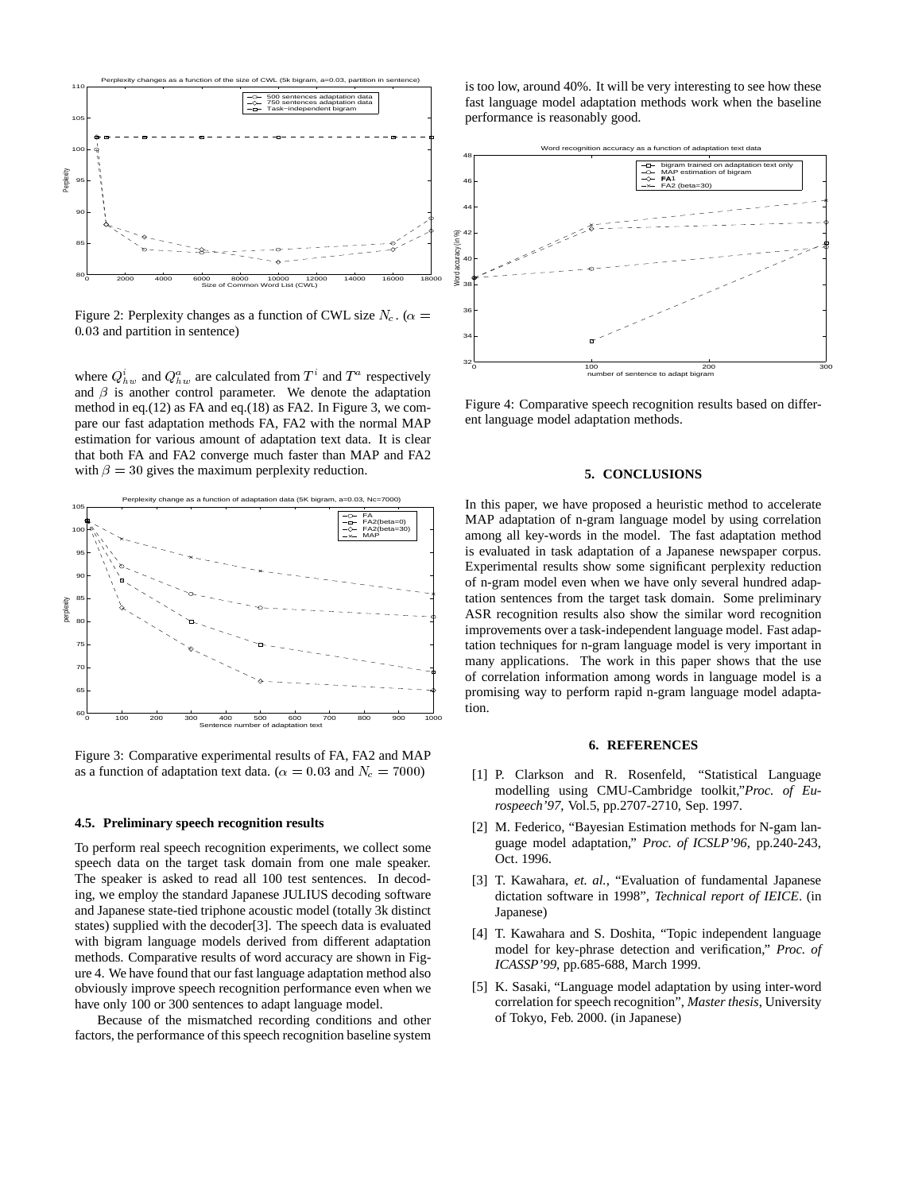Perplexity changes as a function of the size of CWL (5k bigram, a=0.03, partition in sentence)

500 sentences adaptation data
750 sentences adaptation data
Task−independent bigram

Perplexity

110
105
100
95
90
85
80

0 2000 4000 6000 8000 10000 12000 14000 16000 18000

Size of Common Word List (CWL)

Figure 2: Perplexity changes as a function of CWL size $N_c$. ($\alpha = 0.03$ and partition in sentence)

where $Q^i_{hw}$ and $Q^a_{hw}$ are calculated from $T^i$ and $T^a$ respectively and $\beta$ is another control parameter. We denote the adaptation method in eq.(12) as FA and eq.(18) as FA2. In Figure 3, we compare our fast adaptation methods FA, FA2 with the normal MAP estimation for various amount of adaptation text data. It is clear that both FA and FA2 converge much faster than MAP and FA2 with $\beta = 30$ gives the maximum perplexity reduction.

Perplexity change as a function of adaptation data (5K bigram, a=0.03, Nc=7000)

FA
FA2(beta=0)
FA2(beta=30)
MAP

perplexity

105
100
95
90
85
80
75
70
65
60

0 100 200 300 400 500 600 700 800 900 1000

Sentence number of adaptation text

Figure 3: Comparative experimental results of FA, FA2 and MAP as a function of adaptation text data. ($\alpha = 0.03$ and $N_c = 7000$)

### 4.5. Preliminary speech recognition results

To perform real speech recognition experiments, we collect some speech data on the target task domain from one male speaker. The speaker is asked to read all 100 test sentences. In decoding, we employ the standard Japanese JULIUS decoding software and Japanese state-tied triphone acoustic model (totally 3k distinct states) supplied with the decoder[3]. The speech data is evaluated with bigram language models derived from different adaptation methods. Comparative results of word accuracy are shown in Figure 4. We have found that our fast language adaptation method also obviously improve speech recognition performance even when we have only 100 or 300 sentences to adapt language model.

Because of the mismatched recording conditions and other factors, the performance of this speech recognition baseline system is too low, around 40%. It will be very interesting to see how these fast language model adaptation methods work when the baseline performance is reasonably good.

Word recognition accuracy as a function of adaptation text data

bigram trained on adaptation text only
MAP estimation of bigram
FA1
FA2 (beta=30)

Word accuracy (in %)

48
46
44
42
40
38
36
34
32

0 100 200 300

number of sentence to adapt bigram

Figure 4: Comparative speech recognition results based on different language model adaptation methods.

## 5. CONCLUSIONS

In this paper, we have proposed a heuristic method to accelerate MAP adaptation of n-gram language model by using correlation among all key-words in the model. The fast adaptation method is evaluated in task adaptation of a Japanese newspaper corpus. Experimental results show some significant perplexity reduction of n-gram model even when we have only several hundred adaptation sentences from the target task domain. Some preliminary ASR recognition results also show the similar word recognition improvements over a task-independent language model. Fast adaptation techniques for n-gram language model is very important in many applications. The work in this paper shows that the use of correlation information among words in language model is a promising way to perform rapid n-gram language model adaptation.

## 6. REFERENCES

[1] P. Clarkson and R. Rosenfeld, "Statistical Language modelling using CMU-Cambridge toolkit,"*Proc. of Eurospeech'97*, Vol.5, pp.2707-2710, Sep. 1997.

[2] M. Federico, "Bayesian Estimation methods for N-gam language model adaptation," *Proc. of ICSLP'96*, pp.240-243, Oct. 1996.

[3] T. Kawahara, *et. al.*, "Evaluation of fundamental Japanese dictation software in 1998", *Technical report of IEICE*. (in Japanese)

[4] T. Kawahara and S. Doshita, "Topic independent language model for key-phrase detection and verification," *Proc. of ICASSP'99*, pp.685-688, March 1999.

[5] K. Sasaki, "Language model adaptation by using inter-word correlation for speech recognition", *Master thesis*, University of Tokyo, Feb. 2000. (in Japanese)